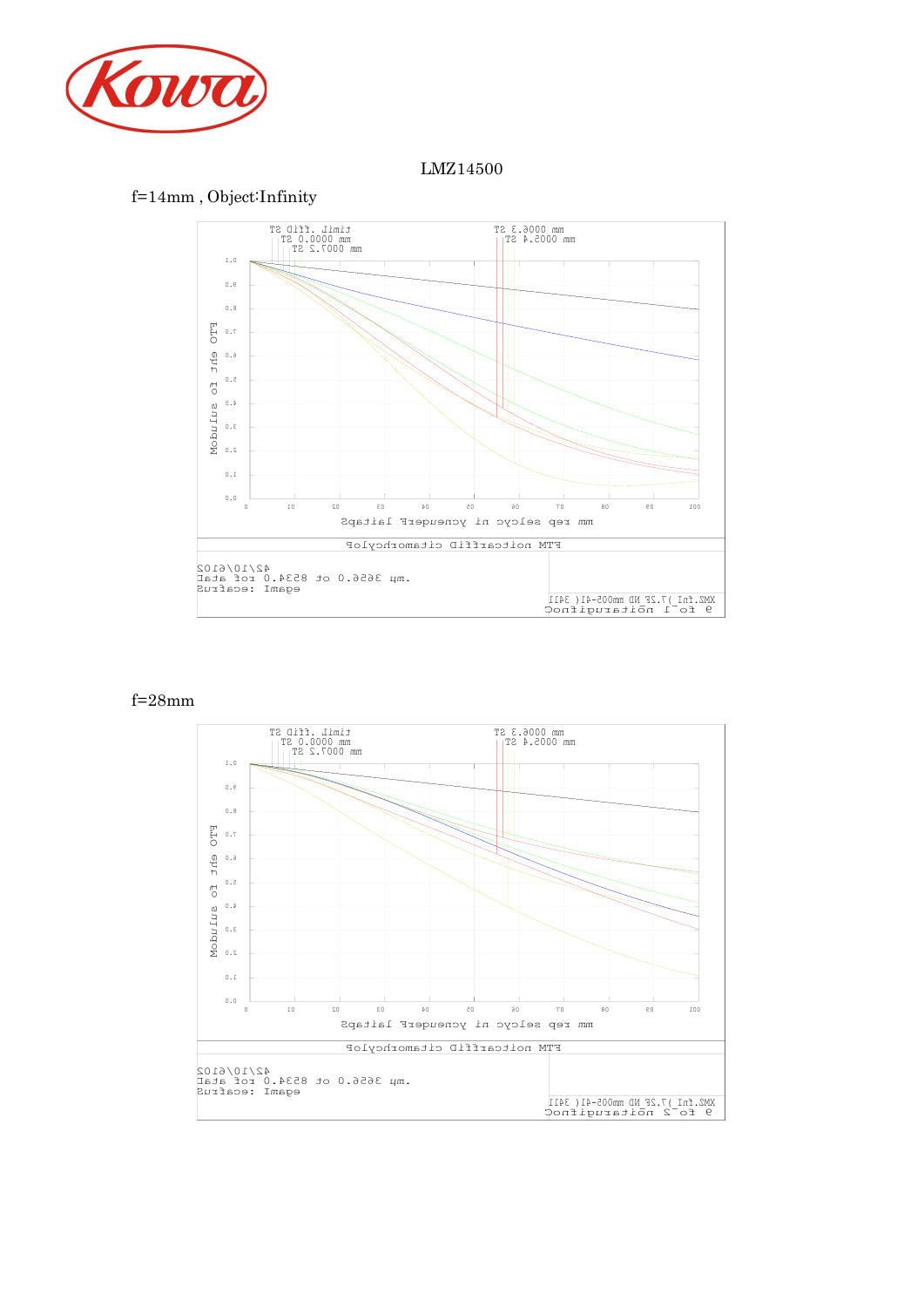LMZ14500

f=14mm , Object:Infinity

f=28mm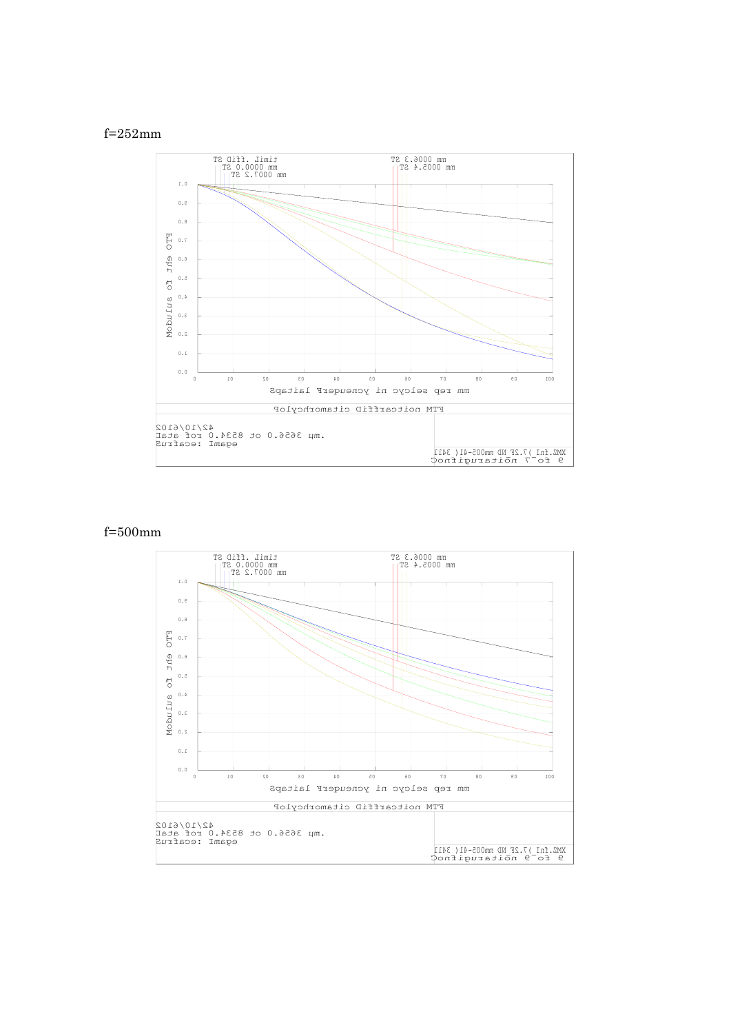f=252mm

Polychromatic Diffraction MTF

TS Diff. Limit
TS 0.0000 mm
TS 2.7000 mm
TS 3.6000 mm
TS 4.2000 mm

Modulus of the OTF

1.0
0.9
0.8
0.7
0.6
0.5
0.4
0.3
0.2
0.1
0.0

0
10
20
30
40
50
60
70
80
90
100

Spatial Frequency in cycles per mm

2019/01/24
Data for 0.4358 to 0.6563 µm.
Surface: Image

XMZ.fnI_)7.2F ND mm005-41( 3411
Configuration 7 of 9

f=500mm

Polychromatic Diffraction MTF

TS Diff. Limit
TS 0.0000 mm
TS 2.7000 mm
TS 3.6000 mm
TS 4.2000 mm

Modulus of the OTF

1.0
0.9
0.8
0.7
0.6
0.5
0.4
0.3
0.2
0.1
0.0

0
10
20
30
40
50
60
70
80
90
100

Spatial Frequency in cycles per mm

2019/01/24
Data for 0.4358 to 0.6563 µm.
Surface: Image

XMZ.fnI_)7.2F ND mm005-41( 3411
Configuration 9 of 9